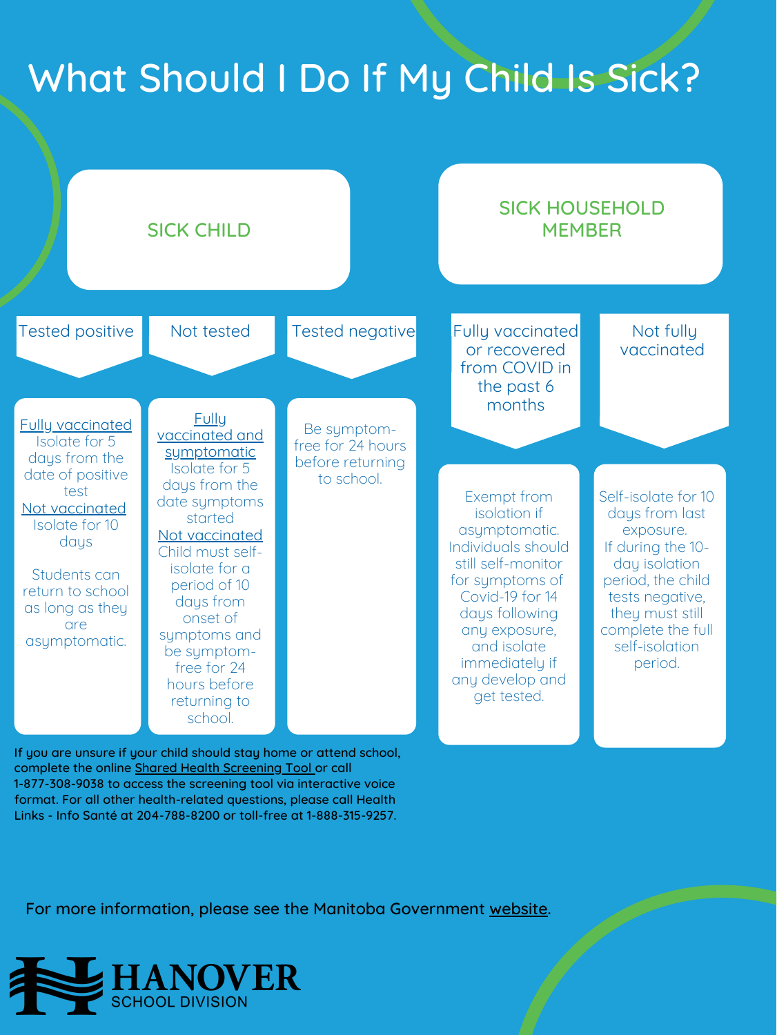# What Should I Do If My Child Is Sick?

## SICK CHILD

### Tested positive

Fully vaccinated
Isolate for 5 days from the date of positive test

Not vaccinated
Isolate for 10 days

Students can return to school as long as they are asymptomatic.

### Not tested

Fully vaccinated and symptomatic
Isolate for 5 days from the date symptoms started

Not vaccinated
Child must self-isolate for a period of 10 days from onset of symptoms and be symptom-free for 24 hours before returning to school.

### Tested negative

Be symptom-free for 24 hours before returning to school.

## SICK HOUSEHOLD MEMBER

### Fully vaccinated or recovered from COVID in the past 6 months

Exempt from isolation if asymptomatic. Individuals should still self-monitor for symptoms of Covid-19 for 14 days following any exposure, and isolate immediately if any develop and get tested.

### Not fully vaccinated

Self-isolate for 10 days from last exposure. If during the 10-day isolation period, the child tests negative, they must still complete the full self-isolation period.

If you are unsure if your child should stay home or attend school, complete the online Shared Health Screening Tool or call 1-877-308-9038 to access the screening tool via interactive voice format. For all other health-related questions, please call Health Links - Info Santé at 204-788-8200 or toll-free at 1-888-315-9257.

For more information, please see the Manitoba Government website.

HANOVER SCHOOL DIVISION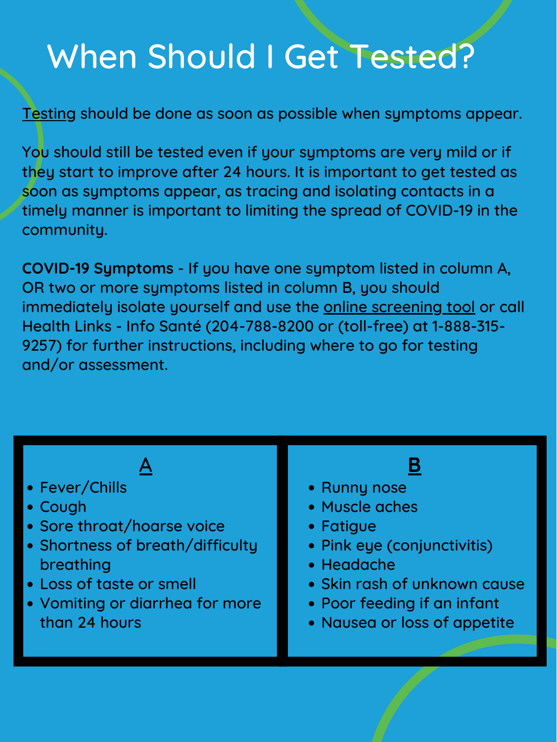# When Should I Get Tested?

Testing should be done as soon as possible when symptoms appear.

You should still be tested even if your symptoms are very mild or if they start to improve after 24 hours. It is important to get tested as soon as symptoms appear, as tracing and isolating contacts in a timely manner is important to limiting the spread of COVID-19 in the community.

**COVID-19 Symptoms** - If you have one symptom listed in column A, OR two or more symptoms listed in column B, you should immediately isolate yourself and use the online screening tool or call Health Links - Info Santé (204-788-8200 or (toll-free) at 1-888-315-9257) for further instructions, including where to go for testing and/or assessment.

| A | B |
|---|---|
| • Fever/Chills<br>• Cough<br>• Sore throat/hoarse voice<br>• Shortness of breath/difficulty breathing<br>• Loss of taste or smell<br>• Vomiting or diarrhea for more than 24 hours | • Runny nose<br>• Muscle aches<br>• Fatigue<br>• Pink eye (conjunctivitis)<br>• Headache<br>• Skin rash of unknown cause<br>• Poor feeding if an infant<br>• Nausea or loss of appetite |